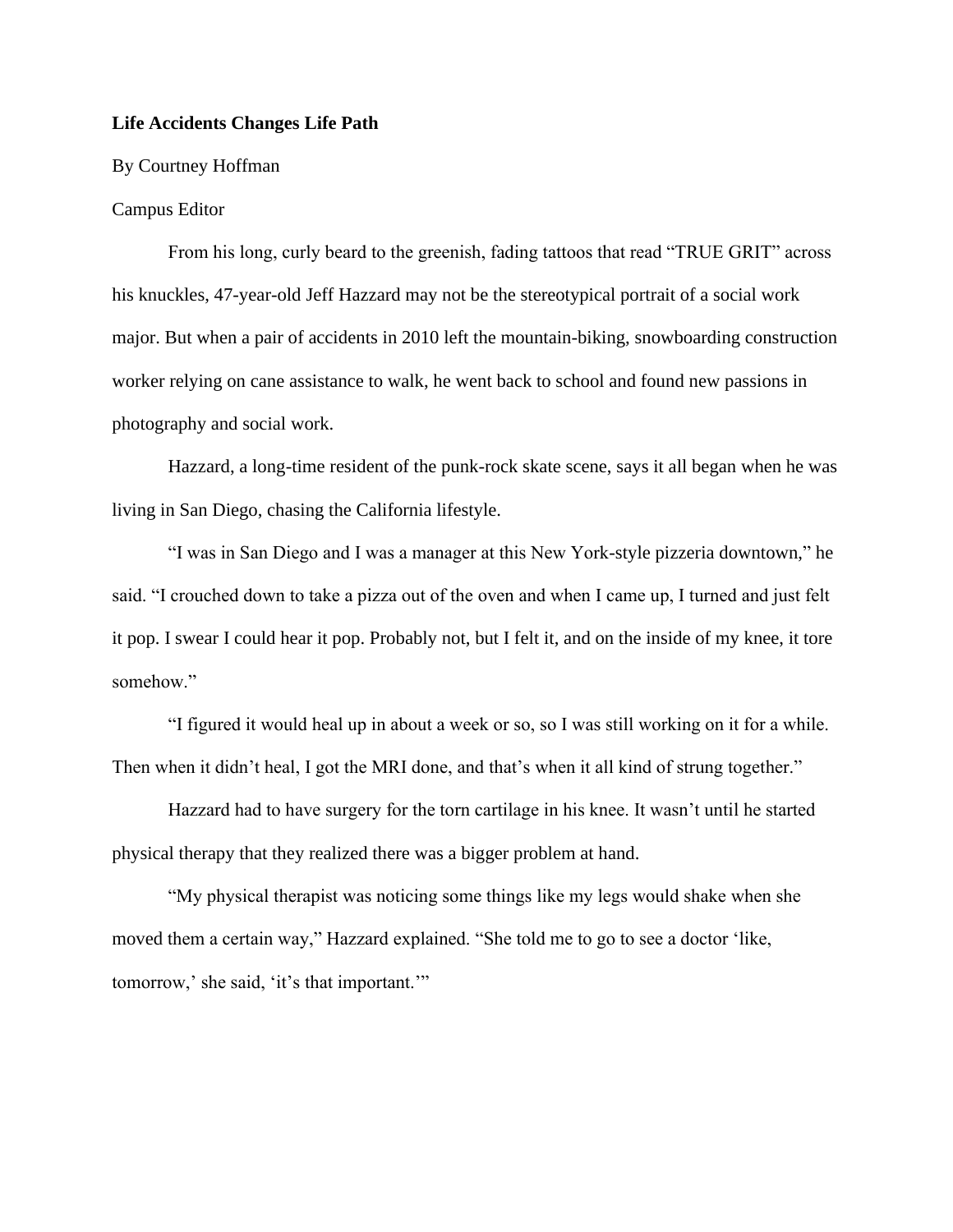**Life Accidents Changes Life Path**

By Courtney Hoffman

Campus Editor

From his long, curly beard to the greenish, fading tattoos that read "TRUE GRIT" across his knuckles, 47-year-old Jeff Hazzard may not be the stereotypical portrait of a social work major. But when a pair of accidents in 2010 left the mountain-biking, snowboarding construction worker relying on cane assistance to walk, he went back to school and found new passions in photography and social work.

Hazzard, a long-time resident of the punk-rock skate scene, says it all began when he was living in San Diego, chasing the California lifestyle.

"I was in San Diego and I was a manager at this New York-style pizzeria downtown," he said. "I crouched down to take a pizza out of the oven and when I came up, I turned and just felt it pop. I swear I could hear it pop. Probably not, but I felt it, and on the inside of my knee, it tore somehow."

"I figured it would heal up in about a week or so, so I was still working on it for a while. Then when it didn't heal, I got the MRI done, and that's when it all kind of strung together."

Hazzard had to have surgery for the torn cartilage in his knee. It wasn't until he started physical therapy that they realized there was a bigger problem at hand.

"My physical therapist was noticing some things like my legs would shake when she moved them a certain way," Hazzard explained. "She told me to go to see a doctor 'like, tomorrow,' she said, 'it's that important.'"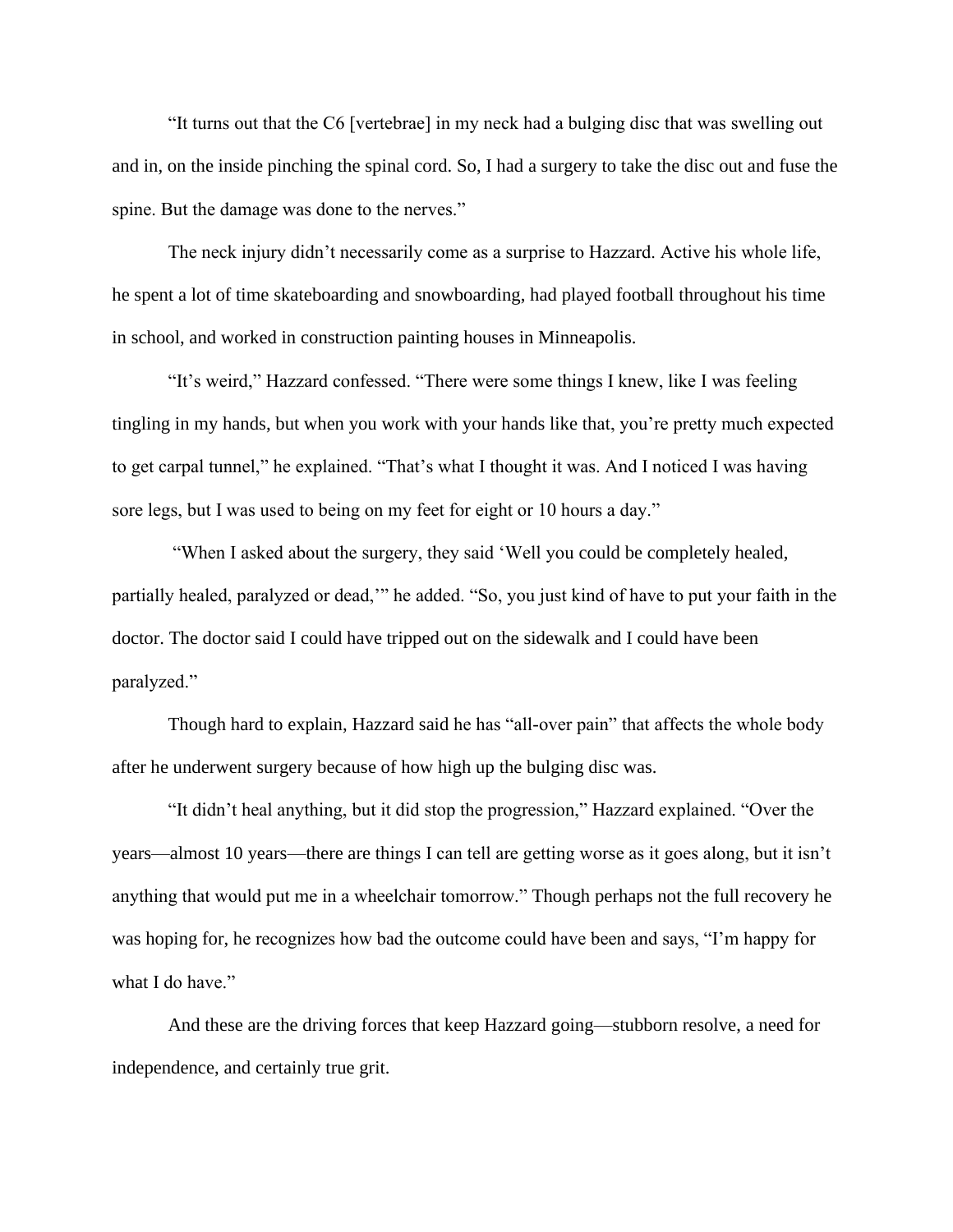"It turns out that the C6 [vertebrae] in my neck had a bulging disc that was swelling out and in, on the inside pinching the spinal cord. So, I had a surgery to take the disc out and fuse the spine. But the damage was done to the nerves."

The neck injury didn't necessarily come as a surprise to Hazzard. Active his whole life, he spent a lot of time skateboarding and snowboarding, had played football throughout his time in school, and worked in construction painting houses in Minneapolis.

"It's weird," Hazzard confessed. "There were some things I knew, like I was feeling tingling in my hands, but when you work with your hands like that, you're pretty much expected to get carpal tunnel," he explained. "That's what I thought it was. And I noticed I was having sore legs, but I was used to being on my feet for eight or 10 hours a day."

"When I asked about the surgery, they said 'Well you could be completely healed, partially healed, paralyzed or dead,'" he added. "So, you just kind of have to put your faith in the doctor. The doctor said I could have tripped out on the sidewalk and I could have been paralyzed."

Though hard to explain, Hazzard said he has "all-over pain" that affects the whole body after he underwent surgery because of how high up the bulging disc was.

"It didn't heal anything, but it did stop the progression," Hazzard explained. "Over the years—almost 10 years—there are things I can tell are getting worse as it goes along, but it isn't anything that would put me in a wheelchair tomorrow." Though perhaps not the full recovery he was hoping for, he recognizes how bad the outcome could have been and says, "I'm happy for what I do have."

And these are the driving forces that keep Hazzard going—stubborn resolve, a need for independence, and certainly true grit.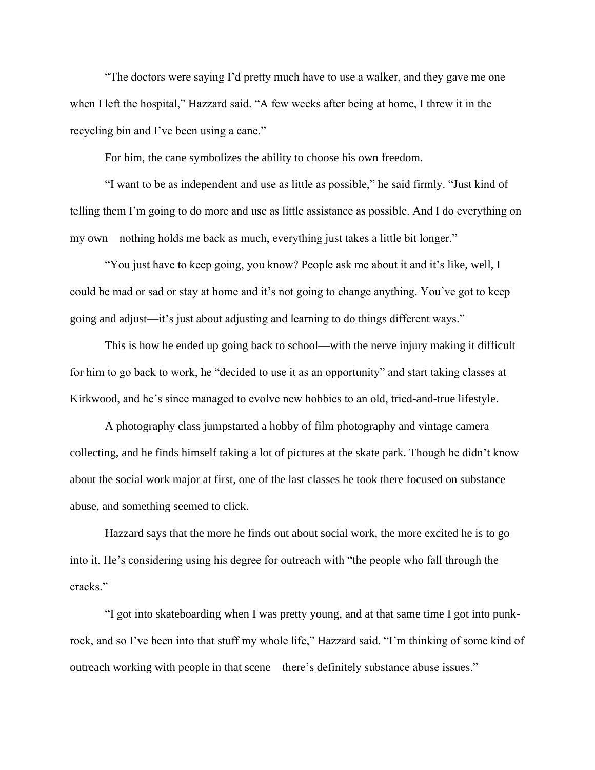"The doctors were saying I'd pretty much have to use a walker, and they gave me one when I left the hospital," Hazzard said. "A few weeks after being at home, I threw it in the recycling bin and I've been using a cane."

For him, the cane symbolizes the ability to choose his own freedom.

"I want to be as independent and use as little as possible," he said firmly. "Just kind of telling them I'm going to do more and use as little assistance as possible. And I do everything on my own—nothing holds me back as much, everything just takes a little bit longer."

"You just have to keep going, you know? People ask me about it and it's like, well, I could be mad or sad or stay at home and it's not going to change anything. You've got to keep going and adjust—it's just about adjusting and learning to do things different ways."

This is how he ended up going back to school—with the nerve injury making it difficult for him to go back to work, he "decided to use it as an opportunity" and start taking classes at Kirkwood, and he's since managed to evolve new hobbies to an old, tried-and-true lifestyle.

A photography class jumpstarted a hobby of film photography and vintage camera collecting, and he finds himself taking a lot of pictures at the skate park. Though he didn't know about the social work major at first, one of the last classes he took there focused on substance abuse, and something seemed to click.

Hazzard says that the more he finds out about social work, the more excited he is to go into it. He's considering using his degree for outreach with "the people who fall through the cracks."

"I got into skateboarding when I was pretty young, and at that same time I got into punk-rock, and so I've been into that stuff my whole life," Hazzard said. "I'm thinking of some kind of outreach working with people in that scene—there's definitely substance abuse issues."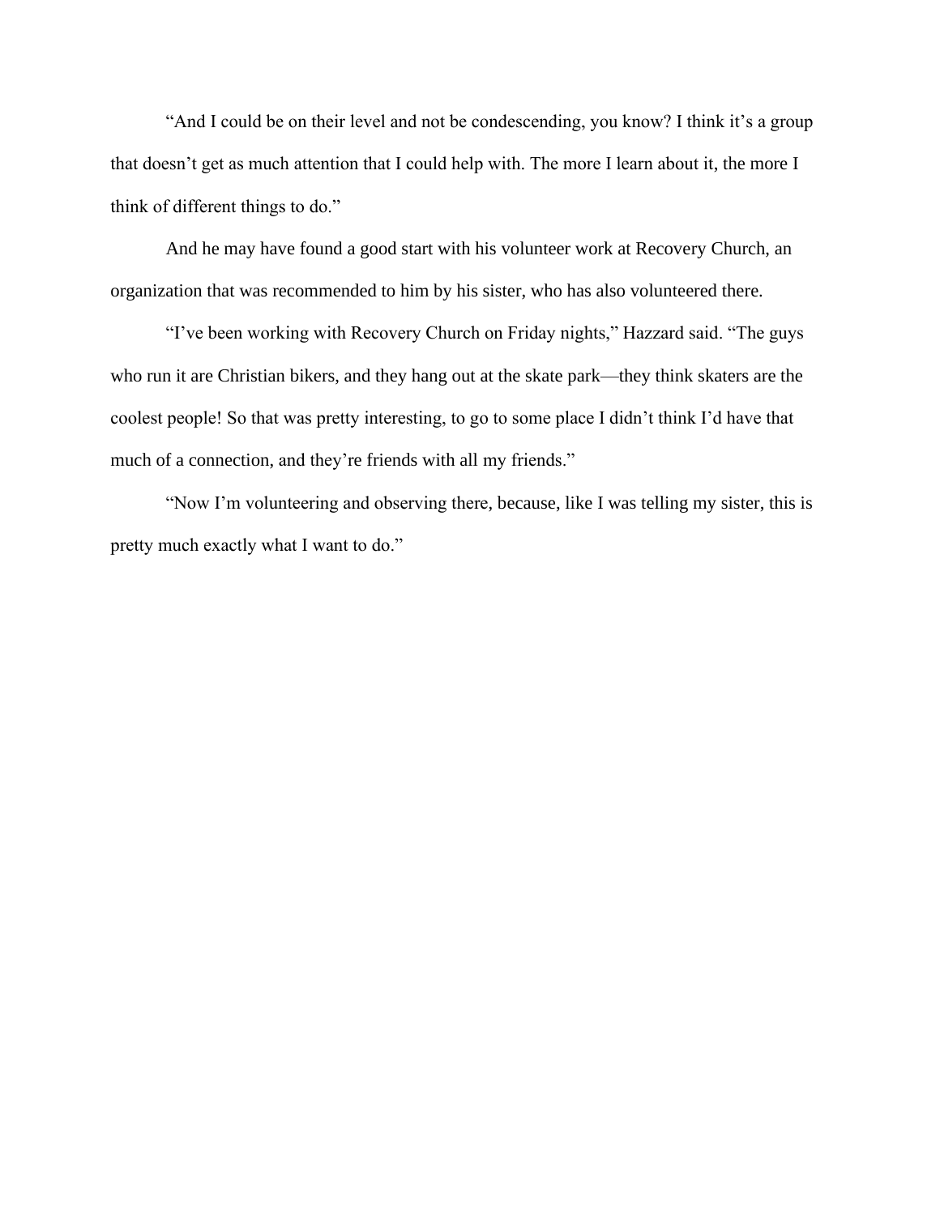"And I could be on their level and not be condescending, you know? I think it's a group that doesn't get as much attention that I could help with. The more I learn about it, the more I think of different things to do."

And he may have found a good start with his volunteer work at Recovery Church, an organization that was recommended to him by his sister, who has also volunteered there.

"I've been working with Recovery Church on Friday nights," Hazzard said. "The guys who run it are Christian bikers, and they hang out at the skate park—they think skaters are the coolest people! So that was pretty interesting, to go to some place I didn't think I'd have that much of a connection, and they're friends with all my friends."

"Now I'm volunteering and observing there, because, like I was telling my sister, this is pretty much exactly what I want to do."